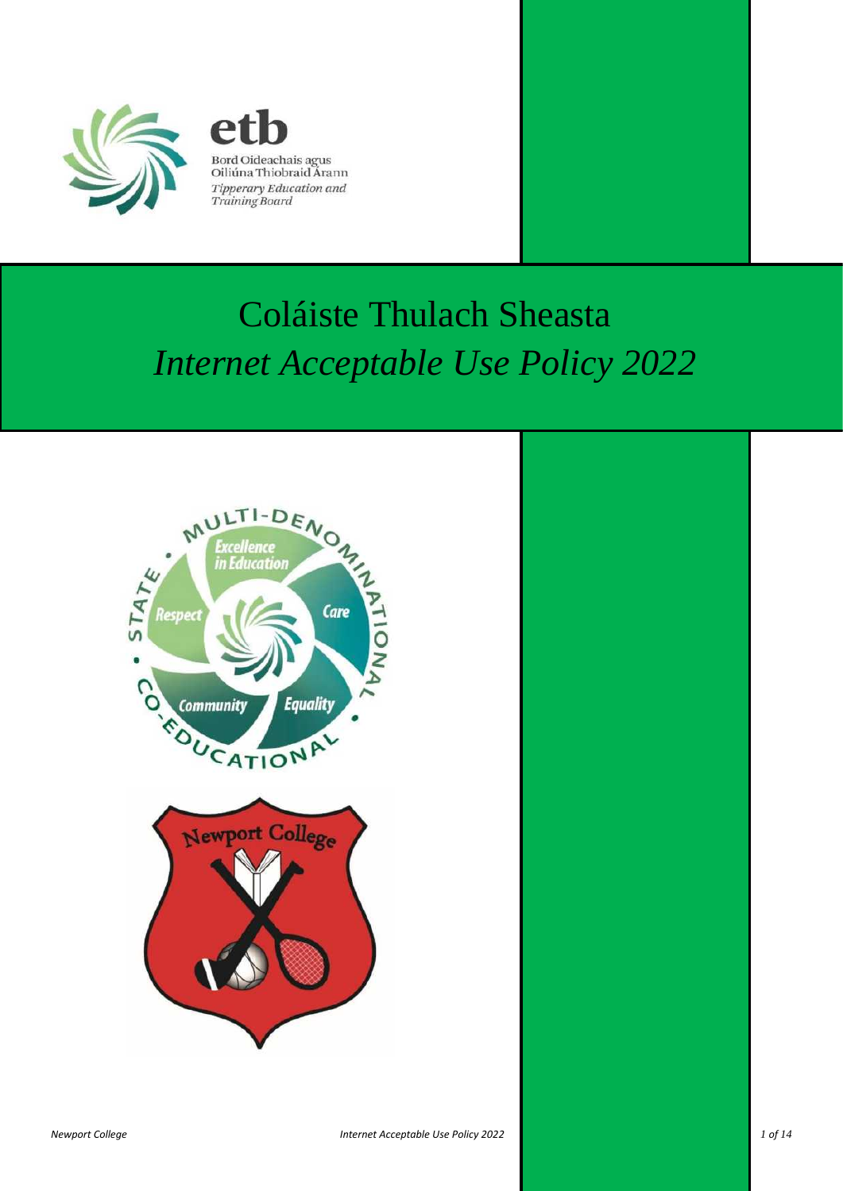etb

Bord Oideachais agus Oiliúna Thiobraid Árann

*Tipperary Education and Training Board*

# Coláiste Thulach Sheasta

# *Internet Acceptable Use Policy 2022*

MULTI-DENOMINATIONAL • STATE • CO-EDUCATIONAL

Excellence in Education

Care

Equality

Community

Respect

Newport College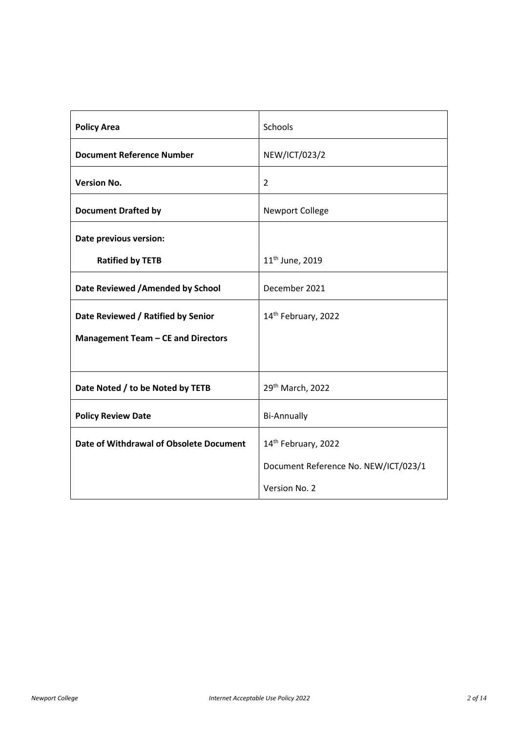| Policy Area | Schools |
|---|---|
| **Document Reference Number** | NEW/ICT/023/2 |
| **Version No.** | 2 |
| **Document Drafted by** | Newport College |
| **Date previous version:**<br><br>**Ratified by TETB** | <br><br>11th June, 2019 |
| **Date Reviewed /Amended by School** | December 2021 |
| **Date Reviewed / Ratified by Senior Management Team – CE and Directors** | 14th February, 2022 |
| **Date Noted / to be Noted by TETB** | 29th March, 2022 |
| **Policy Review Date** | Bi-Annually |
| **Date of Withdrawal of Obsolete Document** | 14th February, 2022<br><br>Document Reference No. NEW/ICT/023/1<br><br>Version No. 2 |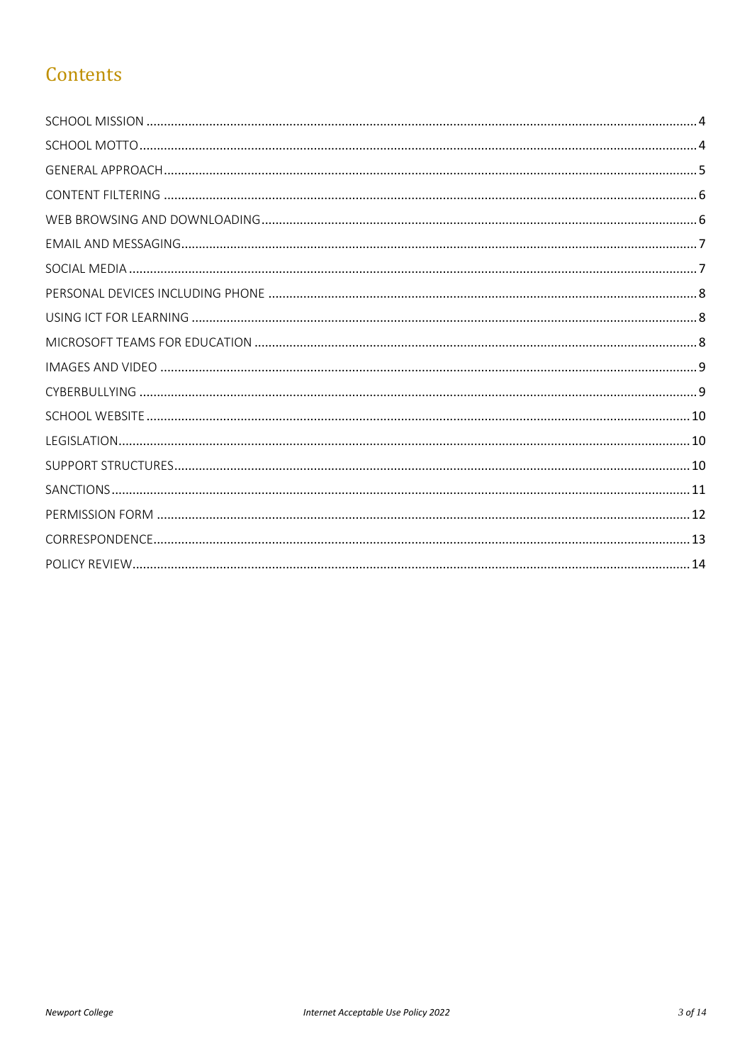# Contents

| | |
|---|---|
| SCHOOL MISSION | 4 |
| SCHOOL MOTTO | 4 |
| GENERAL APPROACH | 5 |
| CONTENT FILTERING | 6 |
| WEB BROWSING AND DOWNLOADING | 6 |
| EMAIL AND MESSAGING | 7 |
| SOCIAL MEDIA | 7 |
| PERSONAL DEVICES INCLUDING PHONE | 8 |
| USING ICT FOR LEARNING | 8 |
| MICROSOFT TEAMS FOR EDUCATION | 8 |
| IMAGES AND VIDEO | 9 |
| CYBERBULLYING | 9 |
| SCHOOL WEBSITE | 10 |
| LEGISLATION | 10 |
| SUPPORT STRUCTURES | 10 |
| SANCTIONS | 11 |
| PERMISSION FORM | 12 |
| CORRESPONDENCE | 13 |
| POLICY REVIEW | 14 |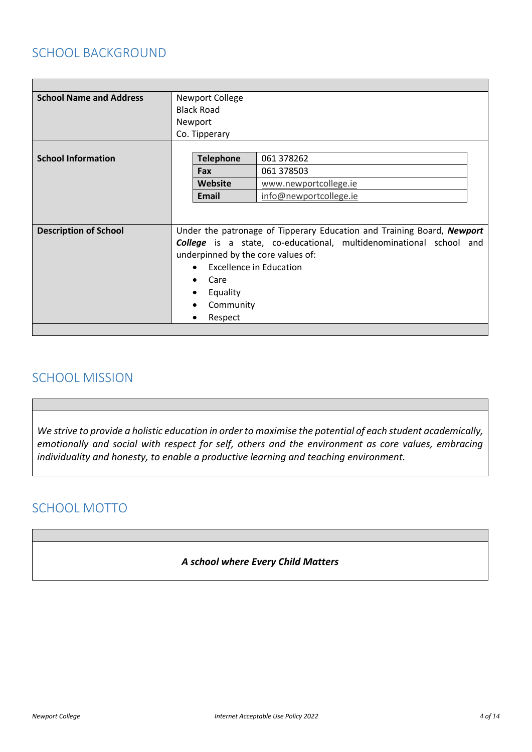## SCHOOL BACKGROUND

| | |
|---|---|
| **School Name and Address** | Newport College<br>Black Road<br>Newport<br>Co. Tipperary |
| **School Information** | **Telephone**: 061 378262<br>**Fax**: 061 378503<br>**Website**: www.newportcollege.ie<br>**Email**: info@newportcollege.ie |
| **Description of School** | Under the patronage of Tipperary Education and Training Board, ***Newport College*** is a state, co-educational, multidenominational school and underpinned by the core values of:<br>• Excellence in Education<br>• Care<br>• Equality<br>• Community<br>• Respect |

## SCHOOL MISSION

*We strive to provide a holistic education in order to maximise the potential of each student academically, emotionally and social with respect for self, others and the environment as core values, embracing individuality and honesty, to enable a productive learning and teaching environment.*

## SCHOOL MOTTO

***A school where Every Child Matters***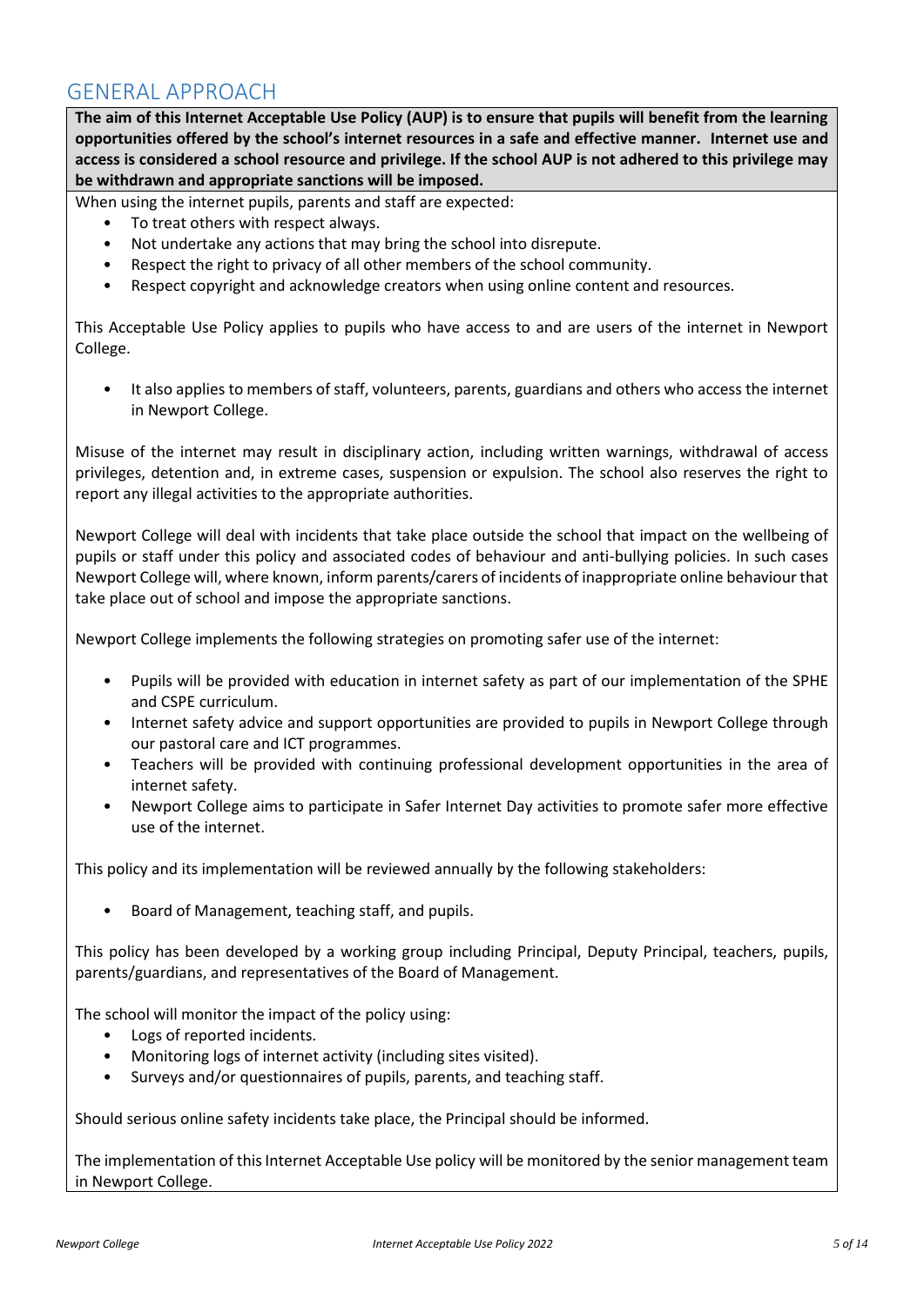## GENERAL APPROACH

**The aim of this Internet Acceptable Use Policy (AUP) is to ensure that pupils will benefit from the learning opportunities offered by the school's internet resources in a safe and effective manner. Internet use and access is considered a school resource and privilege. If the school AUP is not adhered to this privilege may be withdrawn and appropriate sanctions will be imposed.**

When using the internet pupils, parents and staff are expected:

- To treat others with respect always.
- Not undertake any actions that may bring the school into disrepute.
- Respect the right to privacy of all other members of the school community.
- Respect copyright and acknowledge creators when using online content and resources.

This Acceptable Use Policy applies to pupils who have access to and are users of the internet in Newport College.

- It also applies to members of staff, volunteers, parents, guardians and others who access the internet in Newport College.

Misuse of the internet may result in disciplinary action, including written warnings, withdrawal of access privileges, detention and, in extreme cases, suspension or expulsion. The school also reserves the right to report any illegal activities to the appropriate authorities.

Newport College will deal with incidents that take place outside the school that impact on the wellbeing of pupils or staff under this policy and associated codes of behaviour and anti-bullying policies. In such cases Newport College will, where known, inform parents/carers of incidents of inappropriate online behaviour that take place out of school and impose the appropriate sanctions.

Newport College implements the following strategies on promoting safer use of the internet:

- Pupils will be provided with education in internet safety as part of our implementation of the SPHE and CSPE curriculum.
- Internet safety advice and support opportunities are provided to pupils in Newport College through our pastoral care and ICT programmes.
- Teachers will be provided with continuing professional development opportunities in the area of internet safety.
- Newport College aims to participate in Safer Internet Day activities to promote safer more effective use of the internet.

This policy and its implementation will be reviewed annually by the following stakeholders:

- Board of Management, teaching staff, and pupils.

This policy has been developed by a working group including Principal, Deputy Principal, teachers, pupils, parents/guardians, and representatives of the Board of Management.

The school will monitor the impact of the policy using:

- Logs of reported incidents.
- Monitoring logs of internet activity (including sites visited).
- Surveys and/or questionnaires of pupils, parents, and teaching staff.

Should serious online safety incidents take place, the Principal should be informed.

The implementation of this Internet Acceptable Use policy will be monitored by the senior management team in Newport College.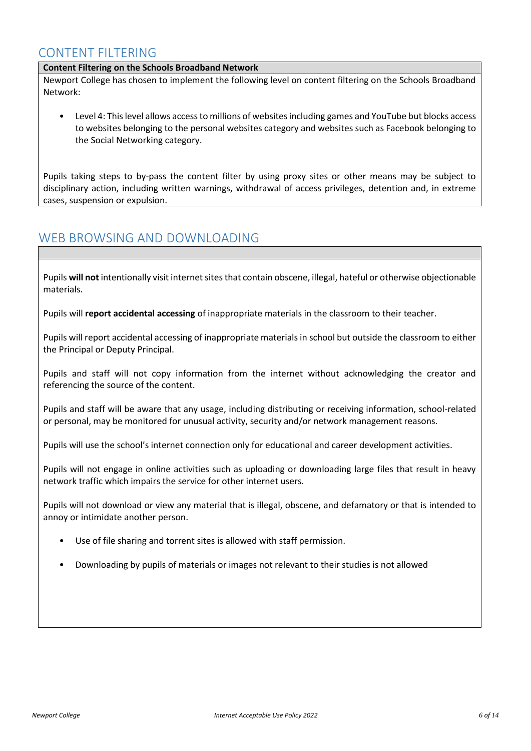## CONTENT FILTERING

**Content Filtering on the Schools Broadband Network**

Newport College has chosen to implement the following level on content filtering on the Schools Broadband Network:

- Level 4: This level allows access to millions of websites including games and YouTube but blocks access to websites belonging to the personal websites category and websites such as Facebook belonging to the Social Networking category.

Pupils taking steps to by-pass the content filter by using proxy sites or other means may be subject to disciplinary action, including written warnings, withdrawal of access privileges, detention and, in extreme cases, suspension or expulsion.

## WEB BROWSING AND DOWNLOADING

Pupils **will not** intentionally visit internet sites that contain obscene, illegal, hateful or otherwise objectionable materials.

Pupils will **report accidental accessing** of inappropriate materials in the classroom to their teacher.

Pupils will report accidental accessing of inappropriate materials in school but outside the classroom to either the Principal or Deputy Principal.

Pupils and staff will not copy information from the internet without acknowledging the creator and referencing the source of the content.

Pupils and staff will be aware that any usage, including distributing or receiving information, school-related or personal, may be monitored for unusual activity, security and/or network management reasons.

Pupils will use the school's internet connection only for educational and career development activities.

Pupils will not engage in online activities such as uploading or downloading large files that result in heavy network traffic which impairs the service for other internet users.

Pupils will not download or view any material that is illegal, obscene, and defamatory or that is intended to annoy or intimidate another person.

- Use of file sharing and torrent sites is allowed with staff permission.
- Downloading by pupils of materials or images not relevant to their studies is not allowed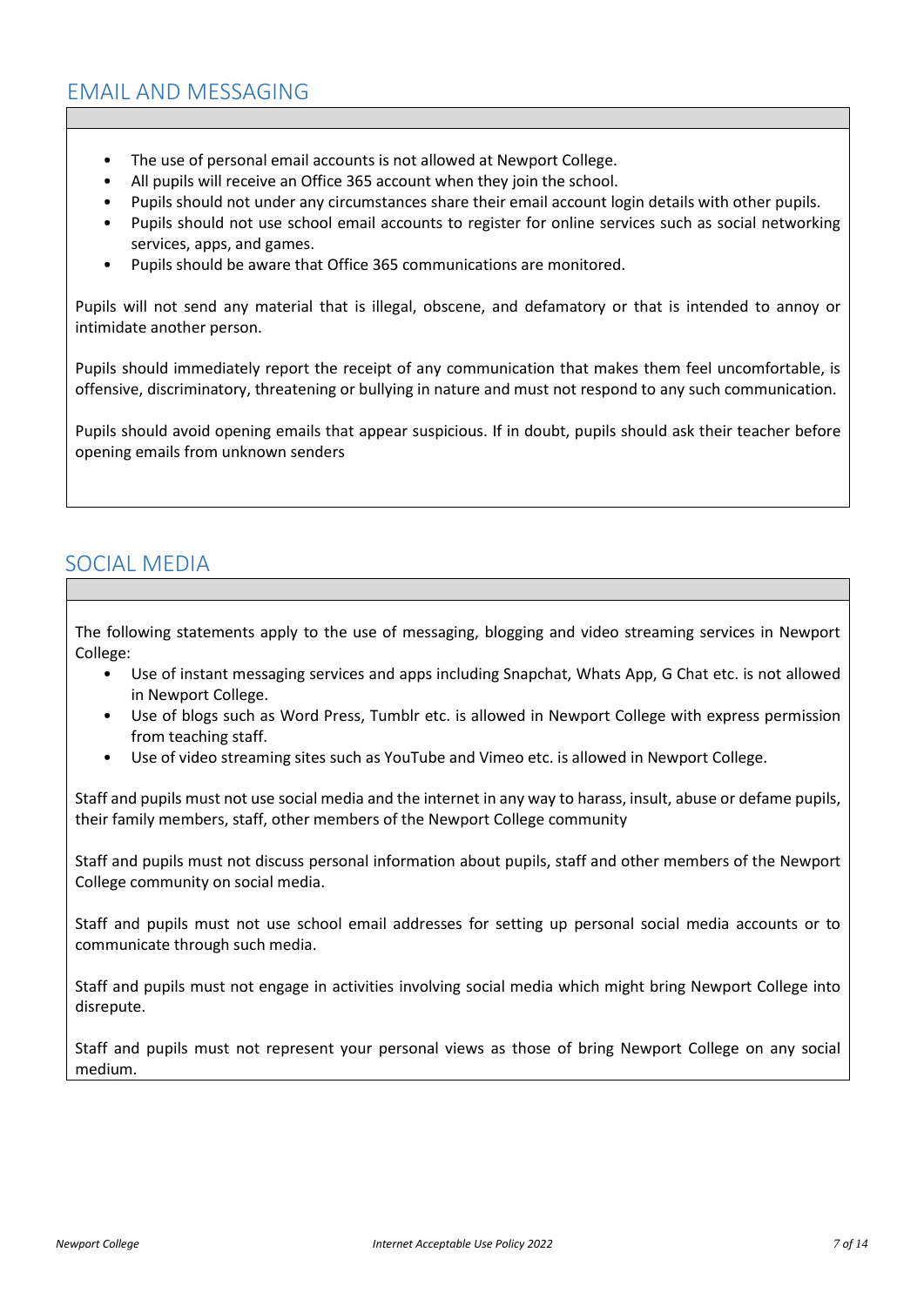## EMAIL AND MESSAGING

- The use of personal email accounts is not allowed at Newport College.
- All pupils will receive an Office 365 account when they join the school.
- Pupils should not under any circumstances share their email account login details with other pupils.
- Pupils should not use school email accounts to register for online services such as social networking services, apps, and games.
- Pupils should be aware that Office 365 communications are monitored.

Pupils will not send any material that is illegal, obscene, and defamatory or that is intended to annoy or intimidate another person.

Pupils should immediately report the receipt of any communication that makes them feel uncomfortable, is offensive, discriminatory, threatening or bullying in nature and must not respond to any such communication.

Pupils should avoid opening emails that appear suspicious. If in doubt, pupils should ask their teacher before opening emails from unknown senders

## SOCIAL MEDIA

The following statements apply to the use of messaging, blogging and video streaming services in Newport College:

- Use of instant messaging services and apps including Snapchat, Whats App, G Chat etc. is not allowed in Newport College.
- Use of blogs such as Word Press, Tumblr etc. is allowed in Newport College with express permission from teaching staff.
- Use of video streaming sites such as YouTube and Vimeo etc. is allowed in Newport College.

Staff and pupils must not use social media and the internet in any way to harass, insult, abuse or defame pupils, their family members, staff, other members of the Newport College community

Staff and pupils must not discuss personal information about pupils, staff and other members of the Newport College community on social media.

Staff and pupils must not use school email addresses for setting up personal social media accounts or to communicate through such media.

Staff and pupils must not engage in activities involving social media which might bring Newport College into disrepute.

Staff and pupils must not represent your personal views as those of bring Newport College on any social medium.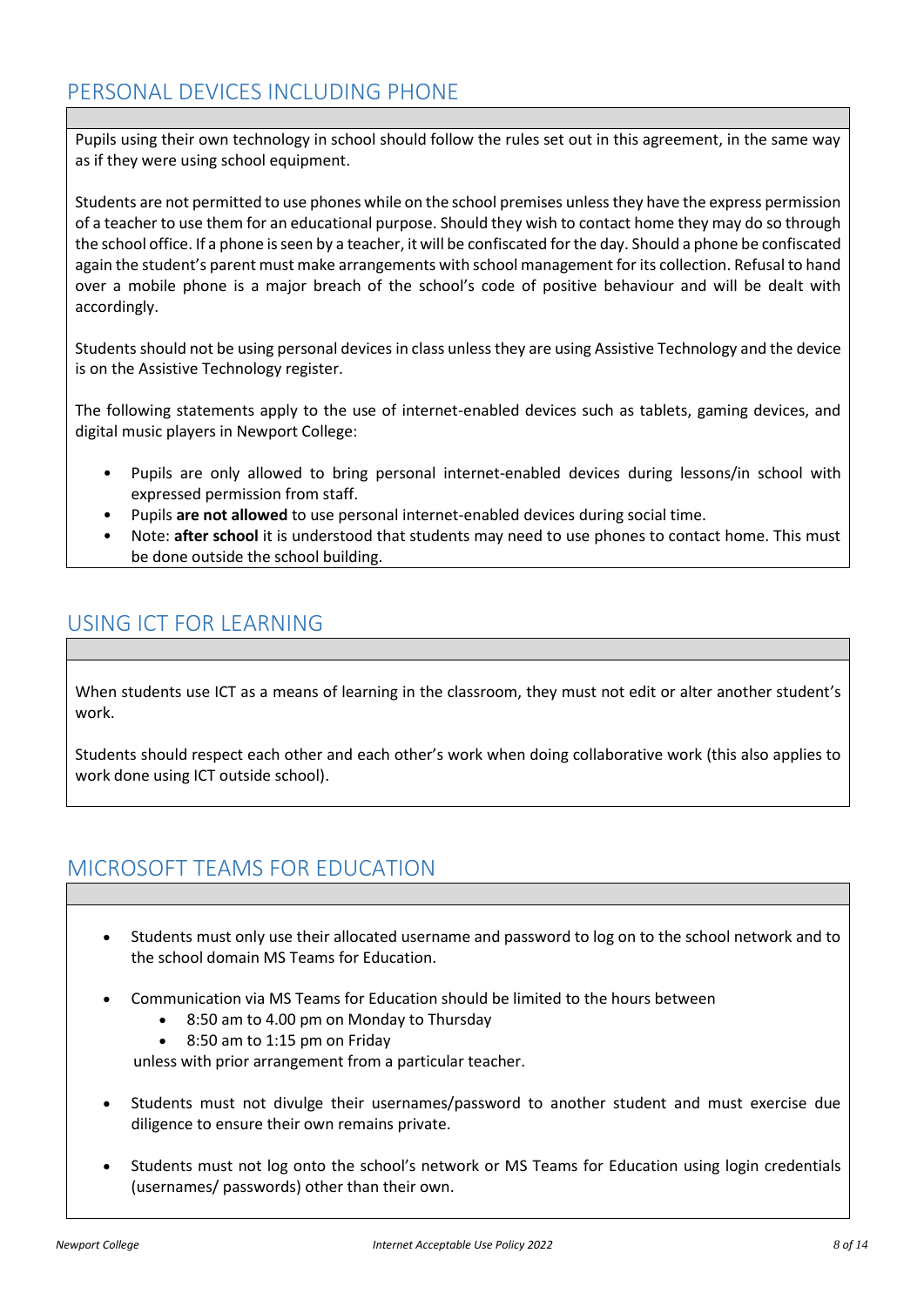## PERSONAL DEVICES INCLUDING PHONE

Pupils using their own technology in school should follow the rules set out in this agreement, in the same way as if they were using school equipment.

Students are not permitted to use phones while on the school premises unless they have the express permission of a teacher to use them for an educational purpose. Should they wish to contact home they may do so through the school office. If a phone is seen by a teacher, it will be confiscated for the day. Should a phone be confiscated again the student's parent must make arrangements with school management for its collection. Refusal to hand over a mobile phone is a major breach of the school's code of positive behaviour and will be dealt with accordingly.

Students should not be using personal devices in class unless they are using Assistive Technology and the device is on the Assistive Technology register.

The following statements apply to the use of internet-enabled devices such as tablets, gaming devices, and digital music players in Newport College:

- Pupils are only allowed to bring personal internet-enabled devices during lessons/in school with expressed permission from staff.
- Pupils **are not allowed** to use personal internet-enabled devices during social time.
- Note: **after school** it is understood that students may need to use phones to contact home. This must be done outside the school building.

## USING ICT FOR LEARNING

When students use ICT as a means of learning in the classroom, they must not edit or alter another student's work.

Students should respect each other and each other's work when doing collaborative work (this also applies to work done using ICT outside school).

## MICROSOFT TEAMS FOR EDUCATION

- Students must only use their allocated username and password to log on to the school network and to the school domain MS Teams for Education.

- Communication via MS Teams for Education should be limited to the hours between
  - 8:50 am to 4.00 pm on Monday to Thursday
  - 8:50 am to 1:15 pm on Friday

  unless with prior arrangement from a particular teacher.

- Students must not divulge their usernames/password to another student and must exercise due diligence to ensure their own remains private.

- Students must not log onto the school's network or MS Teams for Education using login credentials (usernames/ passwords) other than their own.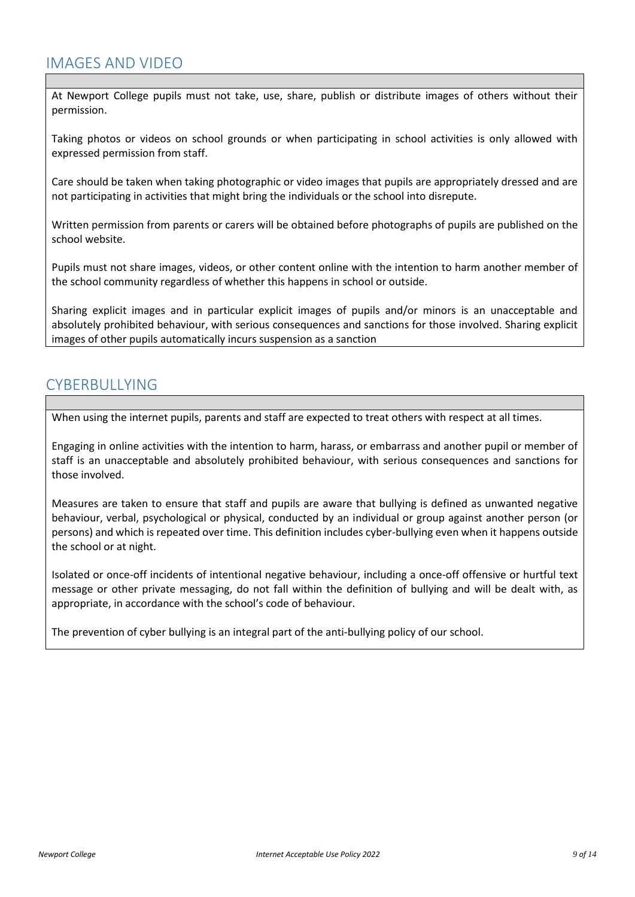## IMAGES AND VIDEO

At Newport College pupils must not take, use, share, publish or distribute images of others without their permission.

Taking photos or videos on school grounds or when participating in school activities is only allowed with expressed permission from staff.

Care should be taken when taking photographic or video images that pupils are appropriately dressed and are not participating in activities that might bring the individuals or the school into disrepute.

Written permission from parents or carers will be obtained before photographs of pupils are published on the school website.

Pupils must not share images, videos, or other content online with the intention to harm another member of the school community regardless of whether this happens in school or outside.

Sharing explicit images and in particular explicit images of pupils and/or minors is an unacceptable and absolutely prohibited behaviour, with serious consequences and sanctions for those involved. Sharing explicit images of other pupils automatically incurs suspension as a sanction

## CYBERBULLYING

When using the internet pupils, parents and staff are expected to treat others with respect at all times.

Engaging in online activities with the intention to harm, harass, or embarrass and another pupil or member of staff is an unacceptable and absolutely prohibited behaviour, with serious consequences and sanctions for those involved.

Measures are taken to ensure that staff and pupils are aware that bullying is defined as unwanted negative behaviour, verbal, psychological or physical, conducted by an individual or group against another person (or persons) and which is repeated over time. This definition includes cyber-bullying even when it happens outside the school or at night.

Isolated or once-off incidents of intentional negative behaviour, including a once-off offensive or hurtful text message or other private messaging, do not fall within the definition of bullying and will be dealt with, as appropriate, in accordance with the school's code of behaviour.

The prevention of cyber bullying is an integral part of the anti-bullying policy of our school.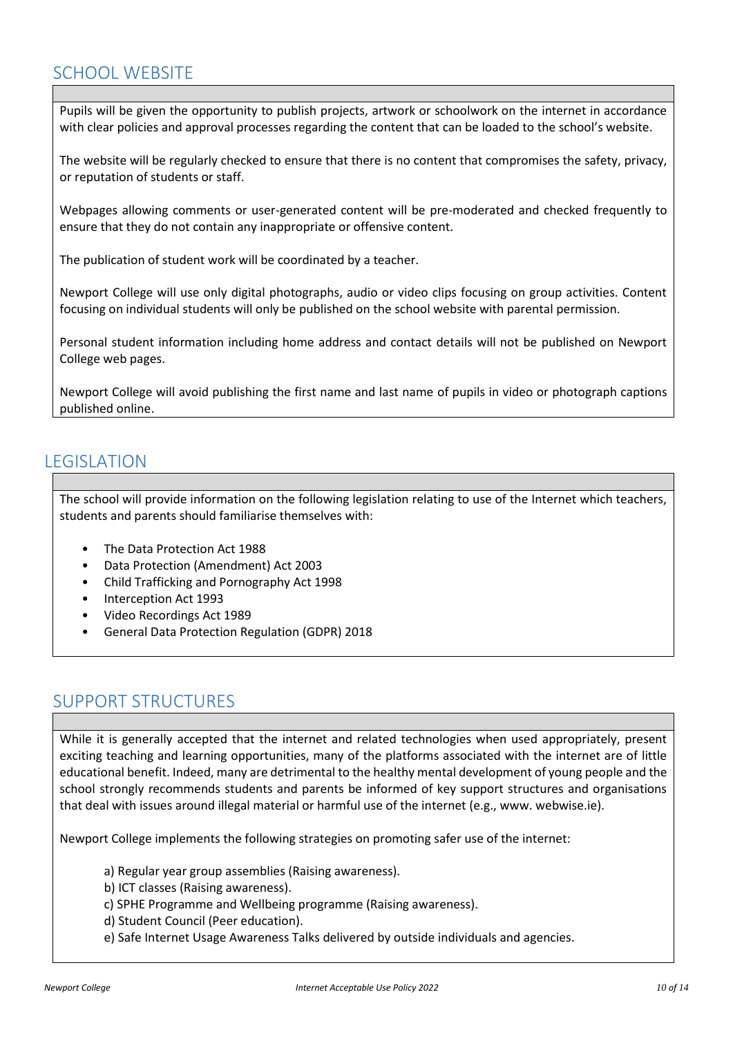## SCHOOL WEBSITE

Pupils will be given the opportunity to publish projects, artwork or schoolwork on the internet in accordance with clear policies and approval processes regarding the content that can be loaded to the school's website.

The website will be regularly checked to ensure that there is no content that compromises the safety, privacy, or reputation of students or staff.

Webpages allowing comments or user-generated content will be pre-moderated and checked frequently to ensure that they do not contain any inappropriate or offensive content.

The publication of student work will be coordinated by a teacher.

Newport College will use only digital photographs, audio or video clips focusing on group activities. Content focusing on individual students will only be published on the school website with parental permission.

Personal student information including home address and contact details will not be published on Newport College web pages.

Newport College will avoid publishing the first name and last name of pupils in video or photograph captions published online.

## LEGISLATION

The school will provide information on the following legislation relating to use of the Internet which teachers, students and parents should familiarise themselves with:

- The Data Protection Act 1988
- Data Protection (Amendment) Act 2003
- Child Trafficking and Pornography Act 1998
- Interception Act 1993
- Video Recordings Act 1989
- General Data Protection Regulation (GDPR) 2018

## SUPPORT STRUCTURES

While it is generally accepted that the internet and related technologies when used appropriately, present exciting teaching and learning opportunities, many of the platforms associated with the internet are of little educational benefit. Indeed, many are detrimental to the healthy mental development of young people and the school strongly recommends students and parents be informed of key support structures and organisations that deal with issues around illegal material or harmful use of the internet (e.g., www. webwise.ie).

Newport College implements the following strategies on promoting safer use of the internet:

a) Regular year group assemblies (Raising awareness).
b) ICT classes (Raising awareness).
c) SPHE Programme and Wellbeing programme (Raising awareness).
d) Student Council (Peer education).
e) Safe Internet Usage Awareness Talks delivered by outside individuals and agencies.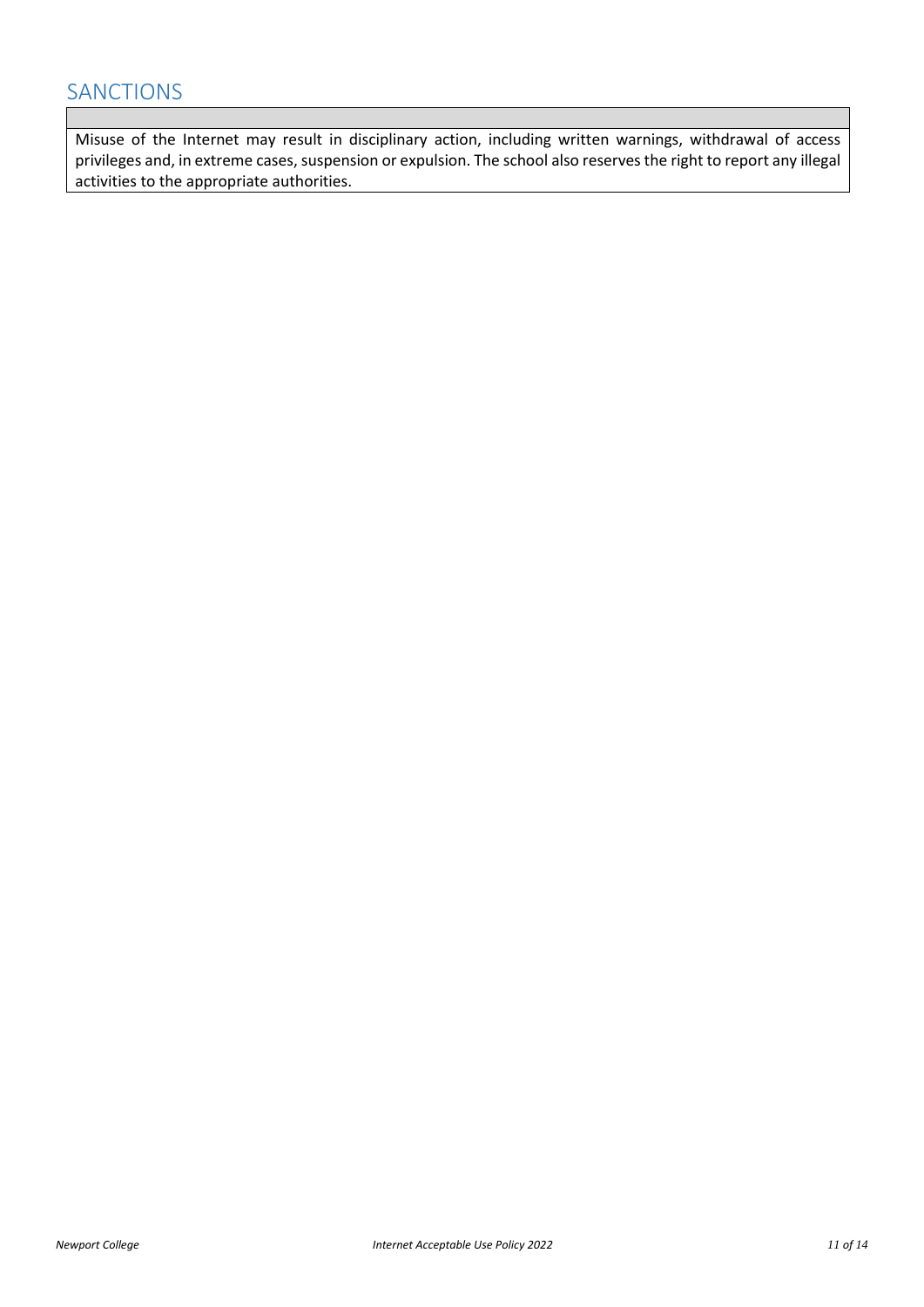## SANCTIONS

Misuse of the Internet may result in disciplinary action, including written warnings, withdrawal of access privileges and, in extreme cases, suspension or expulsion. The school also reserves the right to report any illegal activities to the appropriate authorities.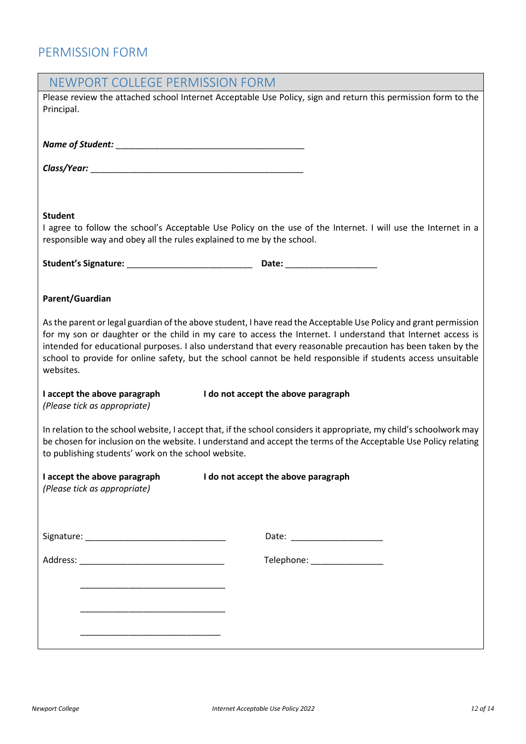# PERMISSION FORM

## NEWPORT COLLEGE PERMISSION FORM

Please review the attached school Internet Acceptable Use Policy, sign and return this permission form to the Principal.

***Name of Student:*** ________________________________________

***Class/Year:*** _____________________________________________

**Student**

I agree to follow the school's Acceptable Use Policy on the use of the Internet. I will use the Internet in a responsible way and obey all the rules explained to me by the school.

**Student's Signature:** __________________________ **Date:** ___________________

**Parent/Guardian**

As the parent or legal guardian of the above student, I have read the Acceptable Use Policy and grant permission for my son or daughter or the child in my care to access the Internet. I understand that Internet access is intended for educational purposes. I also understand that every reasonable precaution has been taken by the school to provide for online safety, but the school cannot be held responsible if students access unsuitable websites.

**I accept the above paragraph** **I do not accept the above paragraph**
*(Please tick as appropriate)*

In relation to the school website, I accept that, if the school considers it appropriate, my child's schoolwork may be chosen for inclusion on the website. I understand and accept the terms of the Acceptable Use Policy relating to publishing students' work on the school website.

**I accept the above paragraph** **I do not accept the above paragraph**
*(Please tick as appropriate)*

Signature: ______________________________ Date: ___________________

Address: _______________________________ Telephone: _______________

_______________________________

_______________________________

_____________________________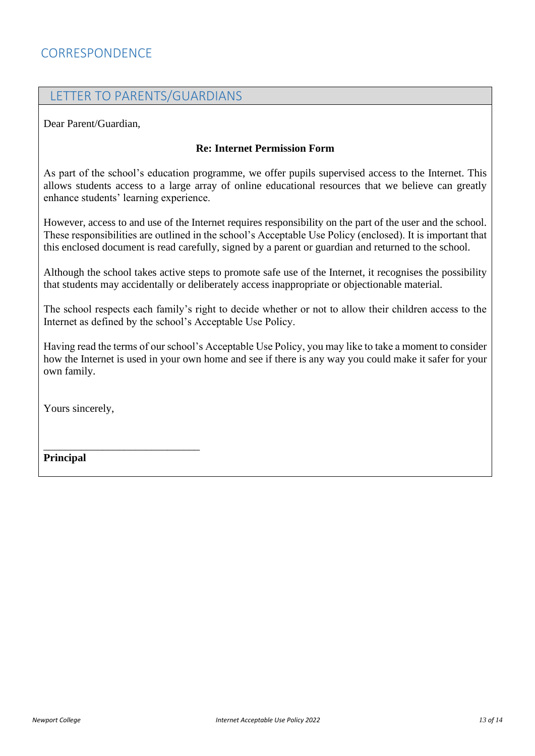# CORRESPONDENCE

## LETTER TO PARENTS/GUARDIANS

Dear Parent/Guardian,

**Re: Internet Permission Form**

As part of the school's education programme, we offer pupils supervised access to the Internet. This allows students access to a large array of online educational resources that we believe can greatly enhance students' learning experience.

However, access to and use of the Internet requires responsibility on the part of the user and the school. These responsibilities are outlined in the school's Acceptable Use Policy (enclosed). It is important that this enclosed document is read carefully, signed by a parent or guardian and returned to the school.

Although the school takes active steps to promote safe use of the Internet, it recognises the possibility that students may accidentally or deliberately access inappropriate or objectionable material.

The school respects each family's right to decide whether or not to allow their children access to the Internet as defined by the school's Acceptable Use Policy.

Having read the terms of our school's Acceptable Use Policy, you may like to take a moment to consider how the Internet is used in your own home and see if there is any way you could make it safer for your own family.

Yours sincerely,

_____________________________

**Principal**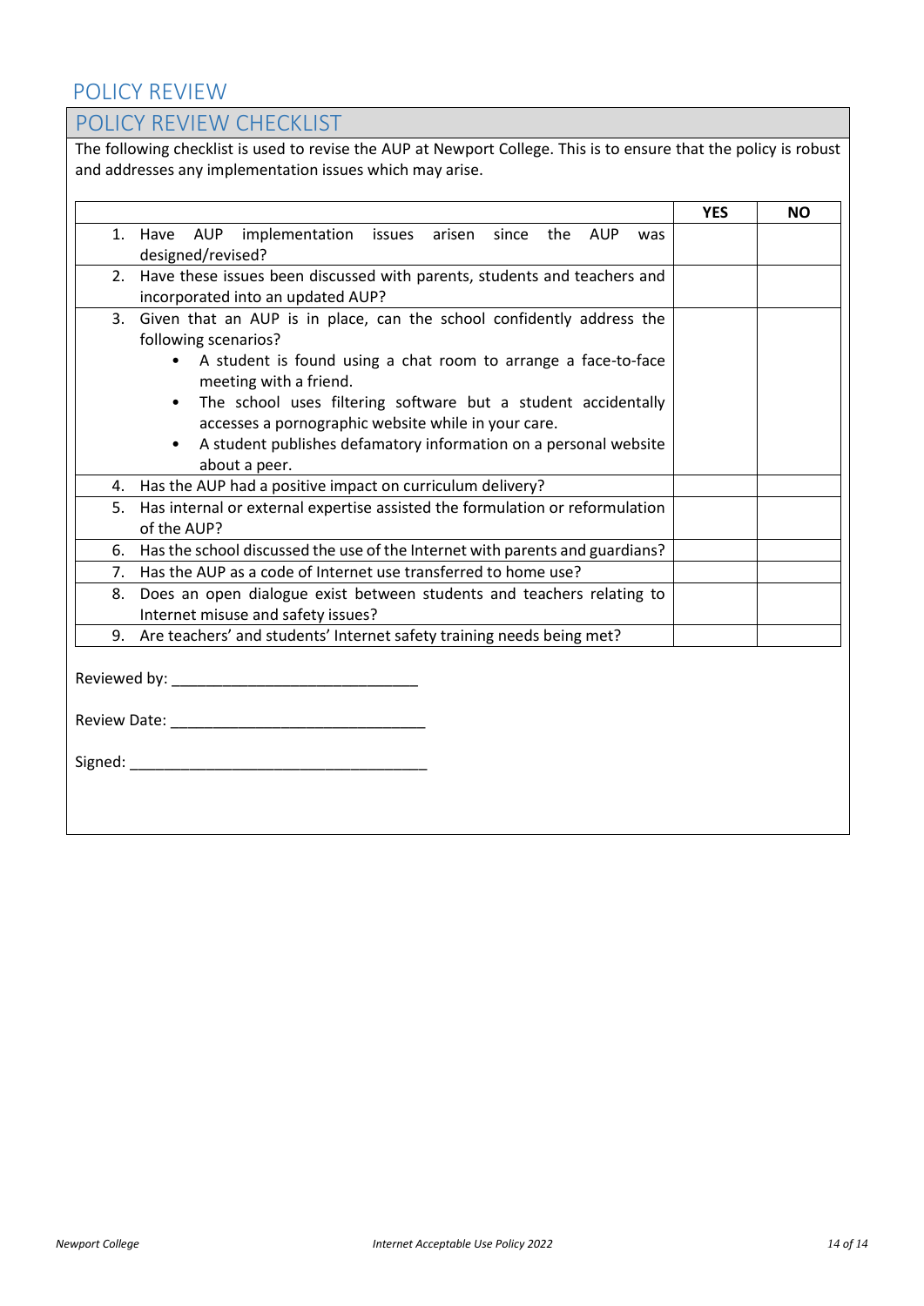# POLICY REVIEW

## POLICY REVIEW CHECKLIST

The following checklist is used to revise the AUP at Newport College. This is to ensure that the policy is robust and addresses any implementation issues which may arise.

| | YES | NO |
|---|---|---|
| 1. Have AUP implementation issues arisen since the AUP was designed/revised? | | |
| 2. Have these issues been discussed with parents, students and teachers and incorporated into an updated AUP? | | |
| 3. Given that an AUP is in place, can the school confidently address the following scenarios?<br>• A student is found using a chat room to arrange a face-to-face meeting with a friend.<br>• The school uses filtering software but a student accidentally accesses a pornographic website while in your care.<br>• A student publishes defamatory information on a personal website about a peer. | | |
| 4. Has the AUP had a positive impact on curriculum delivery? | | |
| 5. Has internal or external expertise assisted the formulation or reformulation of the AUP? | | |
| 6. Has the school discussed the use of the Internet with parents and guardians? | | |
| 7. Has the AUP as a code of Internet use transferred to home use? | | |
| 8. Does an open dialogue exist between students and teachers relating to Internet misuse and safety issues? | | |
| 9. Are teachers' and students' Internet safety training needs being met? | | |

Reviewed by: ______________________________

Review Date: _______________________________

Signed: ____________________________________